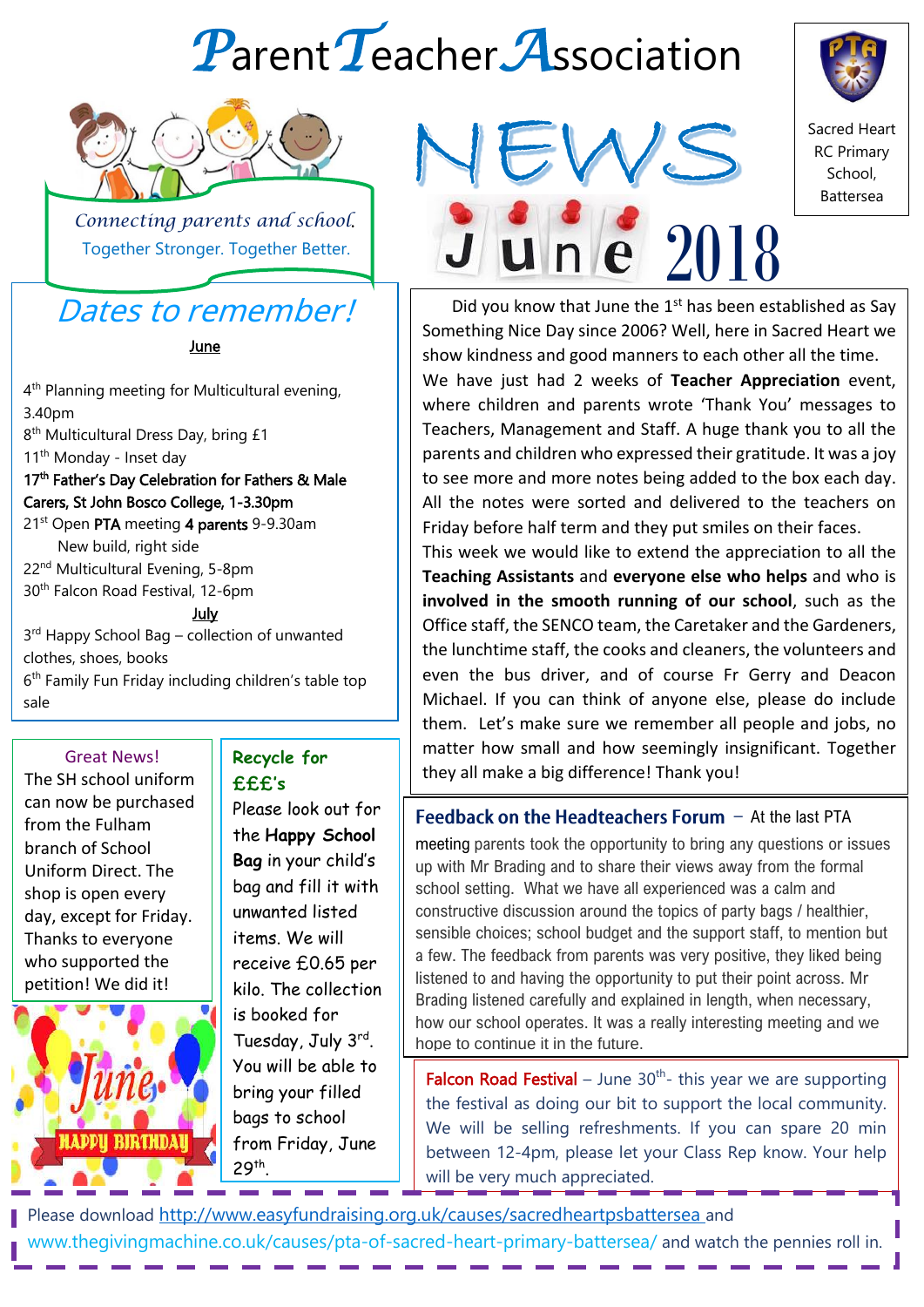# Parent Teacher Association

*Connecting parents and school.*
Together Stronger. Together Better.

# NEWS June 2018

Sacred Heart RC Primary School, Battersea

## Dates to remember!

**June**

4th Planning meeting for Multicultural evening, 3.40pm
8th Multicultural Dress Day, bring £1
11th Monday - Inset day
**17th Father's Day Celebration for Fathers & Male Carers, St John Bosco College, 1-3.30pm**
21st Open **PTA** meeting **4 parents** 9-9.30am
New build, right side
22nd Multicultural Evening, 5-8pm
30th Falcon Road Festival, 12-6pm

**July**

3rd Happy School Bag – collection of unwanted clothes, shoes, books
6th Family Fun Friday including children's table top sale

### Great News!

The SH school uniform can now be purchased from the Fulham branch of School Uniform Direct. The shop is open every day, except for Friday. Thanks to everyone who supported the petition! We did it!

June HAPPY BIRTHDAY

### Recycle for £££'s

Please look out for the **Happy School Bag** in your child's bag and fill it with unwanted listed items. We will receive £0.65 per kilo. The collection is booked for Tuesday, July 3rd. You will be able to bring your filled bags to school from Friday, June 29th.

Did you know that June the 1st has been established as Say Something Nice Day since 2006? Well, here in Sacred Heart we show kindness and good manners to each other all the time. We have just had 2 weeks of **Teacher Appreciation** event, where children and parents wrote 'Thank You' messages to Teachers, Management and Staff. A huge thank you to all the parents and children who expressed their gratitude. It was a joy to see more and more notes being added to the box each day. All the notes were sorted and delivered to the teachers on Friday before half term and they put smiles on their faces.
This week we would like to extend the appreciation to all the **Teaching Assistants** and **everyone else who helps** and who is **involved in the smooth running of our school**, such as the Office staff, the SENCO team, the Caretaker and the Gardeners, the lunchtime staff, the cooks and cleaners, the volunteers and even the bus driver, and of course Fr Gerry and Deacon Michael. If you can think of anyone else, please do include them. Let's make sure we remember all people and jobs, no matter how small and how seemingly insignificant. Together they all make a big difference! Thank you!

**Feedback on the Headteachers Forum** – At the last PTA meeting parents took the opportunity to bring any questions or issues up with Mr Brading and to share their views away from the formal school setting. What we have all experienced was a calm and constructive discussion around the topics of party bags / healthier, sensible choices; school budget and the support staff, to mention but a few. The feedback from parents was very positive, they liked being listened to and having the opportunity to put their point across. Mr Brading listened carefully and explained in length, when necessary, how our school operates. It was a really interesting meeting and we hope to continue it in the future.

**Falcon Road Festival** – June 30th- this year we are supporting the festival as doing our bit to support the local community. We will be selling refreshments. If you can spare 20 min between 12-4pm, please let your Class Rep know. Your help will be very much appreciated.

Please download http://www.easyfundraising.org.uk/causes/sacredheartpsbattersea and www.thegivingmachine.co.uk/causes/pta-of-sacred-heart-primary-battersea/ and watch the pennies roll in.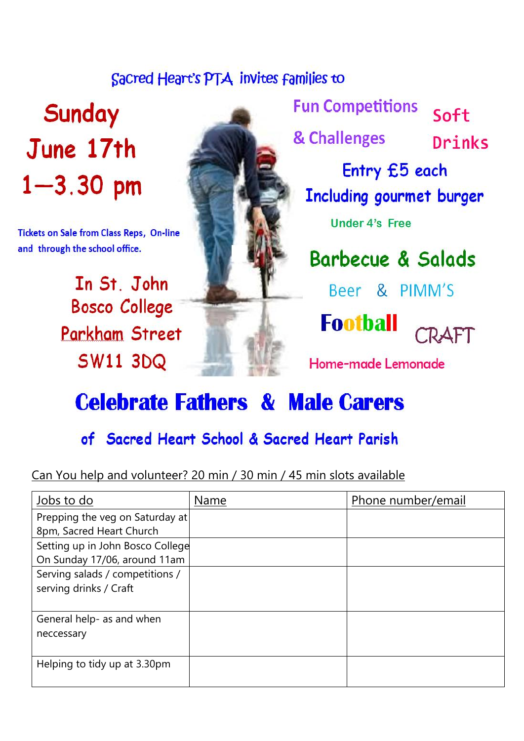Sacred Heart's PTA invites families to

# Sunday
# June 17th
# 1—3.30 pm

Tickets on Sale from Class Reps, On-line and through the school office.

In St. John Bosco College
Parkham Street
SW11 3DQ

Fun Competitions & Challenges

Soft Drinks

Entry £5 each
Including gourmet burger

Under 4's Free

Barbecue & Salads

Beer & PIMM'S

Football

CRAFT

Home-made Lemonade

## Celebrate Fathers & Male Carers

### of Sacred Heart School & Sacred Heart Parish

Can You help and volunteer? 20 min / 30 min / 45 min slots available

| Jobs to do | Name | Phone number/email |
|---|---|---|
| Prepping the veg on Saturday at 8pm, Sacred Heart Church | | |
| Setting up in John Bosco College On Sunday 17/06, around 11am | | |
| Serving salads / competitions / serving drinks / Craft | | |
| General help- as and when neccessary | | |
| Helping to tidy up at 3.30pm | | |